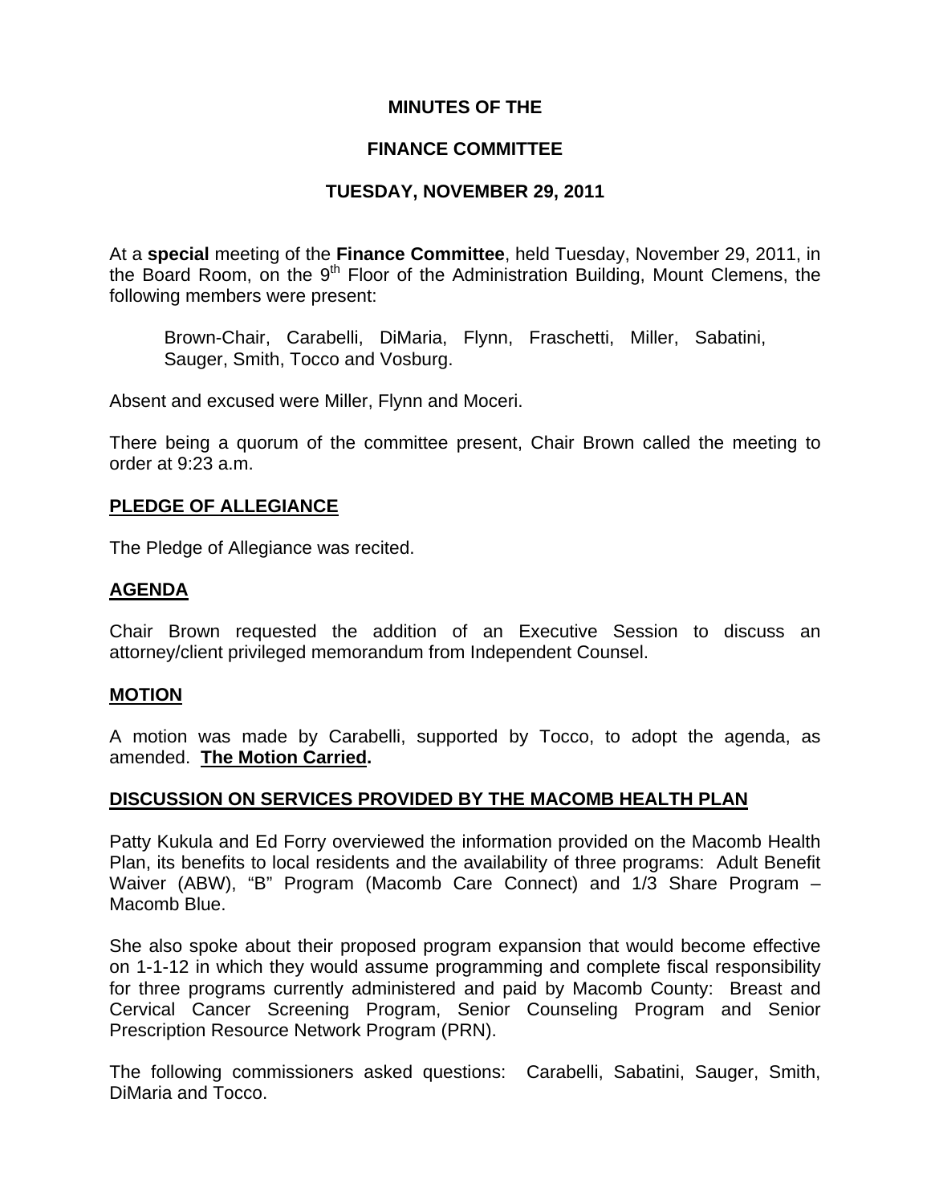**MINUTES OF THE**

**FINANCE COMMITTEE**

**TUESDAY, NOVEMBER 29, 2011**

At a **special** meeting of the **Finance Committee**, held Tuesday, November 29, 2011, in the Board Room, on the 9th Floor of the Administration Building, Mount Clemens, the following members were present:

Brown-Chair, Carabelli, DiMaria, Flynn, Fraschetti, Miller, Sabatini, Sauger, Smith, Tocco and Vosburg.

Absent and excused were Miller, Flynn and Moceri.

There being a quorum of the committee present, Chair Brown called the meeting to order at 9:23 a.m.

## PLEDGE OF ALLEGIANCE

The Pledge of Allegiance was recited.

## AGENDA

Chair Brown requested the addition of an Executive Session to discuss an attorney/client privileged memorandum from Independent Counsel.

## MOTION

A motion was made by Carabelli, supported by Tocco, to adopt the agenda, as amended. **The Motion Carried.**

## DISCUSSION ON SERVICES PROVIDED BY THE MACOMB HEALTH PLAN

Patty Kukula and Ed Forry overviewed the information provided on the Macomb Health Plan, its benefits to local residents and the availability of three programs: Adult Benefit Waiver (ABW), "B" Program (Macomb Care Connect) and 1/3 Share Program – Macomb Blue.

She also spoke about their proposed program expansion that would become effective on 1-1-12 in which they would assume programming and complete fiscal responsibility for three programs currently administered and paid by Macomb County: Breast and Cervical Cancer Screening Program, Senior Counseling Program and Senior Prescription Resource Network Program (PRN).

The following commissioners asked questions: Carabelli, Sabatini, Sauger, Smith, DiMaria and Tocco.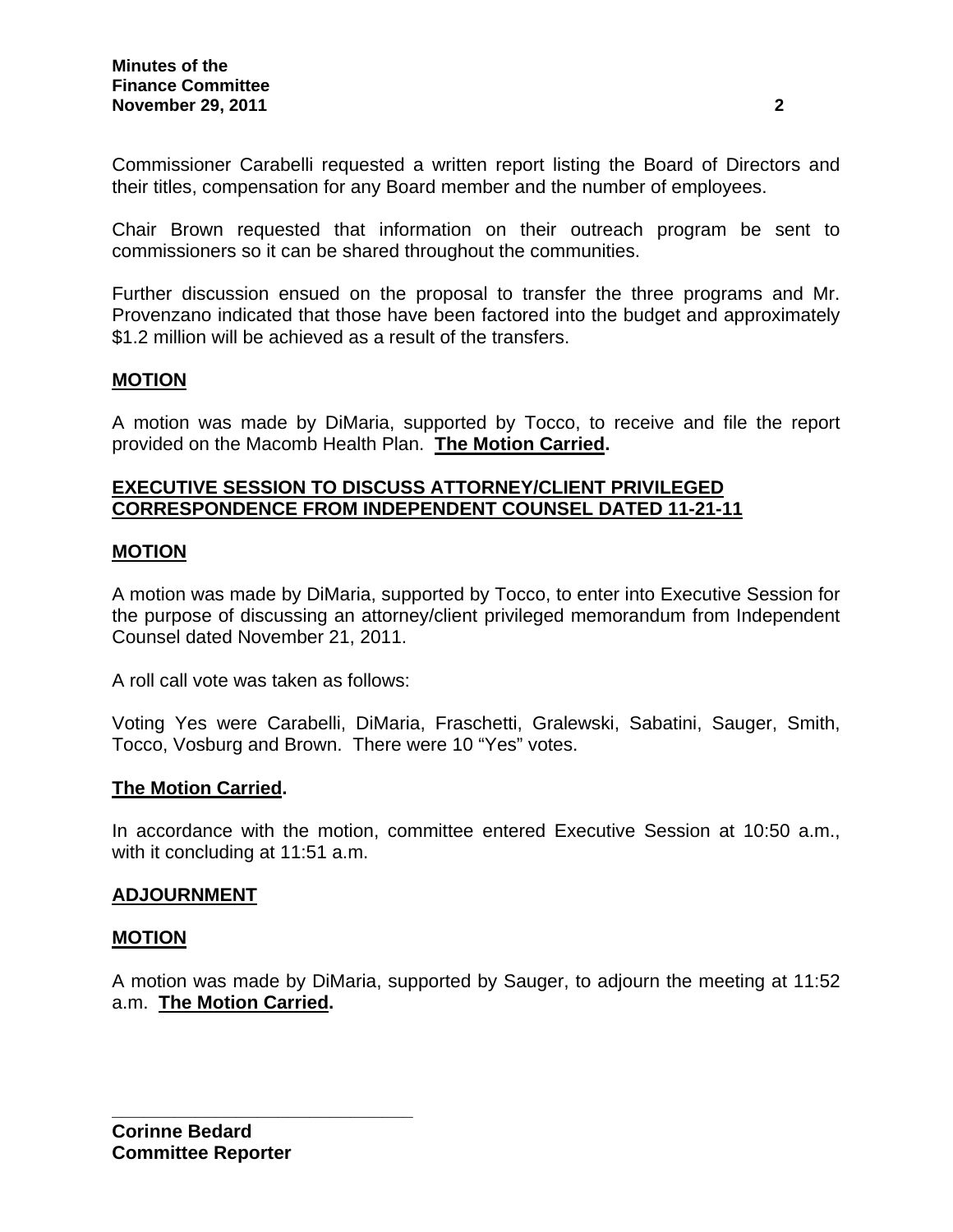Commissioner Carabelli requested a written report listing the Board of Directors and their titles, compensation for any Board member and the number of employees.

Chair Brown requested that information on their outreach program be sent to commissioners so it can be shared throughout the communities.

Further discussion ensued on the proposal to transfer the three programs and Mr. Provenzano indicated that those have been factored into the budget and approximately $1.2 million will be achieved as a result of the transfers.

**MOTION**

A motion was made by DiMaria, supported by Tocco, to receive and file the report provided on the Macomb Health Plan. **The Motion Carried.**

**EXECUTIVE SESSION TO DISCUSS ATTORNEY/CLIENT PRIVILEGED CORRESPONDENCE FROM INDEPENDENT COUNSEL DATED 11-21-11**

**MOTION**

A motion was made by DiMaria, supported by Tocco, to enter into Executive Session for the purpose of discussing an attorney/client privileged memorandum from Independent Counsel dated November 21, 2011.

A roll call vote was taken as follows:

Voting Yes were Carabelli, DiMaria, Fraschetti, Gralewski, Sabatini, Sauger, Smith, Tocco, Vosburg and Brown. There were 10 "Yes" votes.

**The Motion Carried.**

In accordance with the motion, committee entered Executive Session at 10:50 a.m., with it concluding at 11:51 a.m.

**ADJOURNMENT**

**MOTION**

A motion was made by DiMaria, supported by Sauger, to adjourn the meeting at 11:52 a.m. **The Motion Carried.**

\_\_\_\_\_\_\_\_\_\_\_\_\_\_\_\_\_\_\_\_\_\_\_\_\_\_\_\_\_\_\_\_

**Corinne Bedard**
**Committee Reporter**